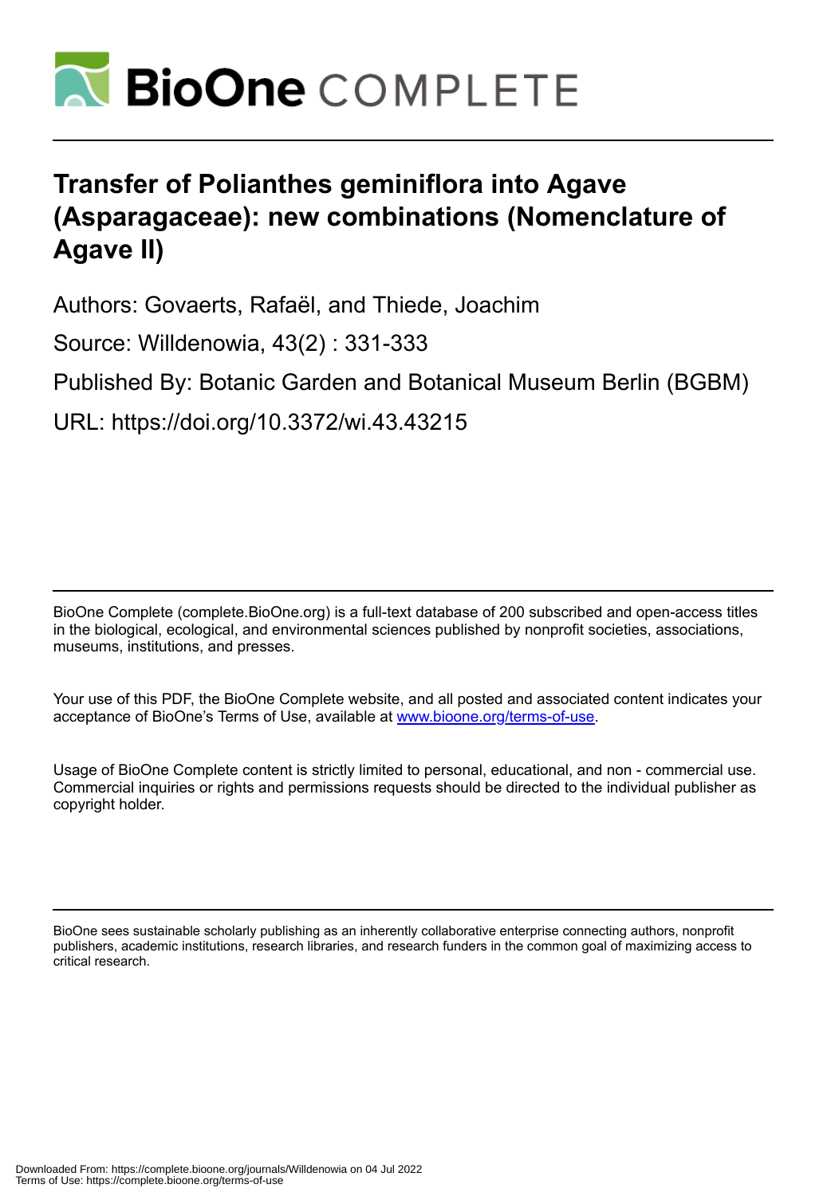# Transfer of Polianthes geminiflora into Agave (Asparagaceae): new combinations (Nomenclature of Agave II)

Authors: Govaerts, Rafaël, and Thiede, Joachim

Source: Willdenowia, 43(2) : 331-333

Published By: Botanic Garden and Botanical Museum Berlin (BGBM)

URL: https://doi.org/10.3372/wi.43.43215

---

BioOne Complete (complete.BioOne.org) is a full-text database of 200 subscribed and open-access titles in the biological, ecological, and environmental sciences published by nonprofit societies, associations, museums, institutions, and presses.

Your use of this PDF, the BioOne Complete website, and all posted and associated content indicates your acceptance of BioOne's Terms of Use, available at [www.bioone.org/terms-of-use](www.bioone.org/terms-of-use).

Usage of BioOne Complete content is strictly limited to personal, educational, and non - commercial use. Commercial inquiries or rights and permissions requests should be directed to the individual publisher as copyright holder.

---

BioOne sees sustainable scholarly publishing as an inherently collaborative enterprise connecting authors, nonprofit publishers, academic institutions, research libraries, and research funders in the common goal of maximizing access to critical research.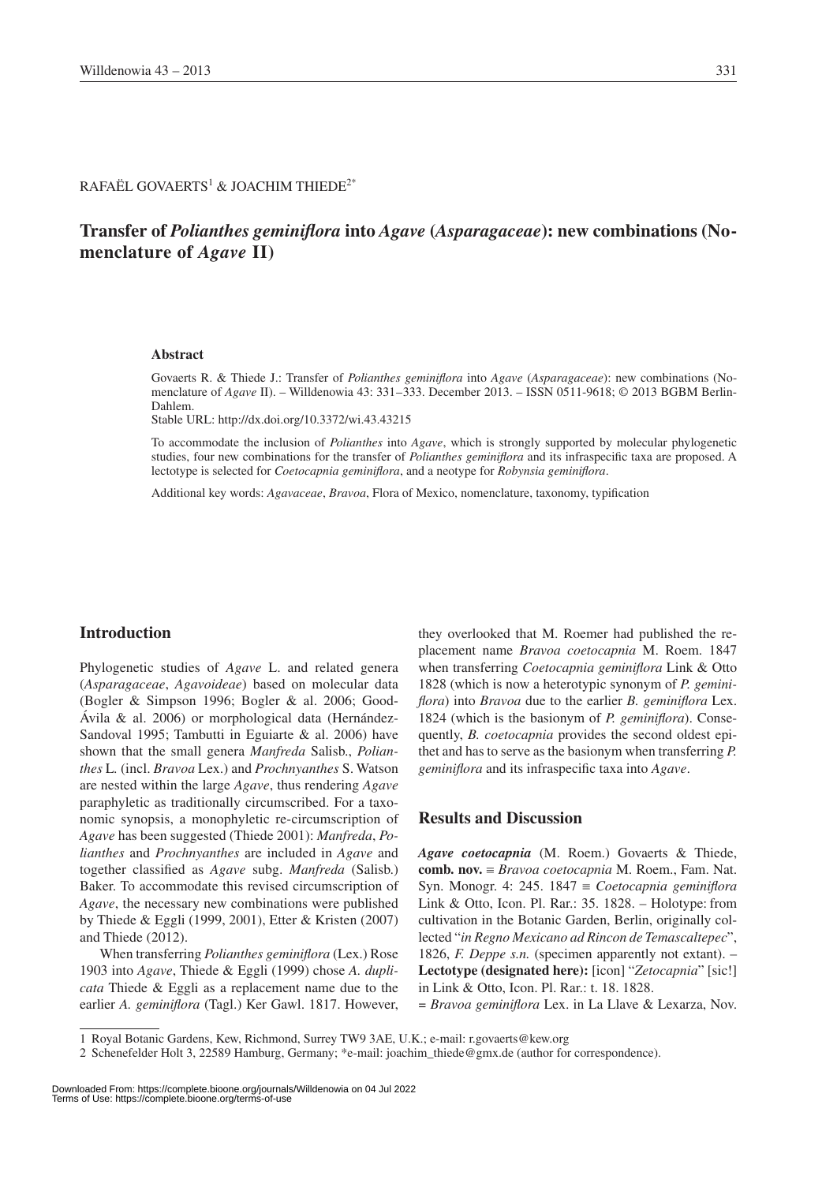RAFAËL GOVAERTS[1] & JOACHIM THIEDE[2*]

# Transfer of *Polianthes geminiflora* into *Agave* (*Asparagaceae*): new combinations (Nomenclature of *Agave* II)

### Abstract

Govaerts R. & Thiede J.: Transfer of *Polianthes geminiflora* into *Agave* (*Asparagaceae*): new combinations (Nomenclature of *Agave* II). – Willdenowia 43: 331–333. December 2013. – ISSN 0511-9618; © 2013 BGBM Berlin-Dahlem.
Stable URL: http://dx.doi.org/10.3372/wi.43.43215

To accommodate the inclusion of *Polianthes* into *Agave*, which is strongly supported by molecular phylogenetic studies, four new combinations for the transfer of *Polianthes geminiflora* and its infraspecific taxa are proposed. A lectotype is selected for *Coetocapnia geminiflora*, and a neotype for *Robynsia geminiflora*.

Additional key words: *Agavaceae*, *Bravoa*, Flora of Mexico, nomenclature, taxonomy, typification

## Introduction

Phylogenetic studies of *Agave* L. and related genera (*Asparagaceae*, *Agavoideae*) based on molecular data (Bogler & Simpson 1996; Bogler & al. 2006; Good-Ávila & al. 2006) or morphological data (Hernández-Sandoval 1995; Tambutti in Eguiarte & al. 2006) have shown that the small genera *Manfreda* Salisb., *Polianthes* L. (incl. *Bravoa* Lex.) and *Prochnyanthes* S. Watson are nested within the large *Agave*, thus rendering *Agave* paraphyletic as traditionally circumscribed. For a taxonomic synopsis, a monophyletic re-circumscription of *Agave* has been suggested (Thiede 2001): *Manfreda*, *Polianthes* and *Prochnyanthes* are included in *Agave* and together classified as *Agave* subg. *Manfreda* (Salisb.) Baker. To accommodate this revised circumscription of *Agave*, the necessary new combinations were published by Thiede & Eggli (1999, 2001), Etter & Kristen (2007) and Thiede (2012).

When transferring *Polianthes geminiflora* (Lex.) Rose 1903 into *Agave*, Thiede & Eggli (1999) chose *A. duplicata* Thiede & Eggli as a replacement name due to the earlier *A. geminiflora* (Tagl.) Ker Gawl. 1817. However, they overlooked that M. Roemer had published the replacement name *Bravoa coetocapnia* M. Roem. 1847 when transferring *Coetocapnia geminiflora* Link & Otto 1828 (which is now a heterotypic synonym of *P. geminiflora*) into *Bravoa* due to the earlier *B. geminiflora* Lex. 1824 (which is the basionym of *P. geminiflora*). Consequently, *B. coetocapnia* provides the second oldest epithet and has to serve as the basionym when transferring *P. geminiflora* and its infraspecific taxa into *Agave*.

## Results and Discussion

***Agave coetocapnia*** (M. Roem.) Govaerts & Thiede, **comb. nov.** ≡ *Bravoa coetocapnia* M. Roem., Fam. Nat. Syn. Monogr. 4: 245. 1847 ≡ *Coetocapnia geminiflora* Link & Otto, Icon. Pl. Rar.: 35. 1828. – Holotype: from cultivation in the Botanic Garden, Berlin, originally collected "*in Regno Mexicano ad Rincon de Temascaltepec*", 1826, *F. Deppe s.n.* (specimen apparently not extant). – **Lectotype (designated here):** [icon] "*Zetocapnia*" [sic!] in Link & Otto, Icon. Pl. Rar.: t. 18. 1828.
= *Bravoa geminiflora* Lex. in La Llave & Lexarza, Nov.

---

1 Royal Botanic Gardens, Kew, Richmond, Surrey TW9 3AE, U.K.; e-mail: r.govaerts@kew.org
2 Schenefelder Holt 3, 22589 Hamburg, Germany; *e-mail: joachim_thiede@gmx.de (author for correspondence).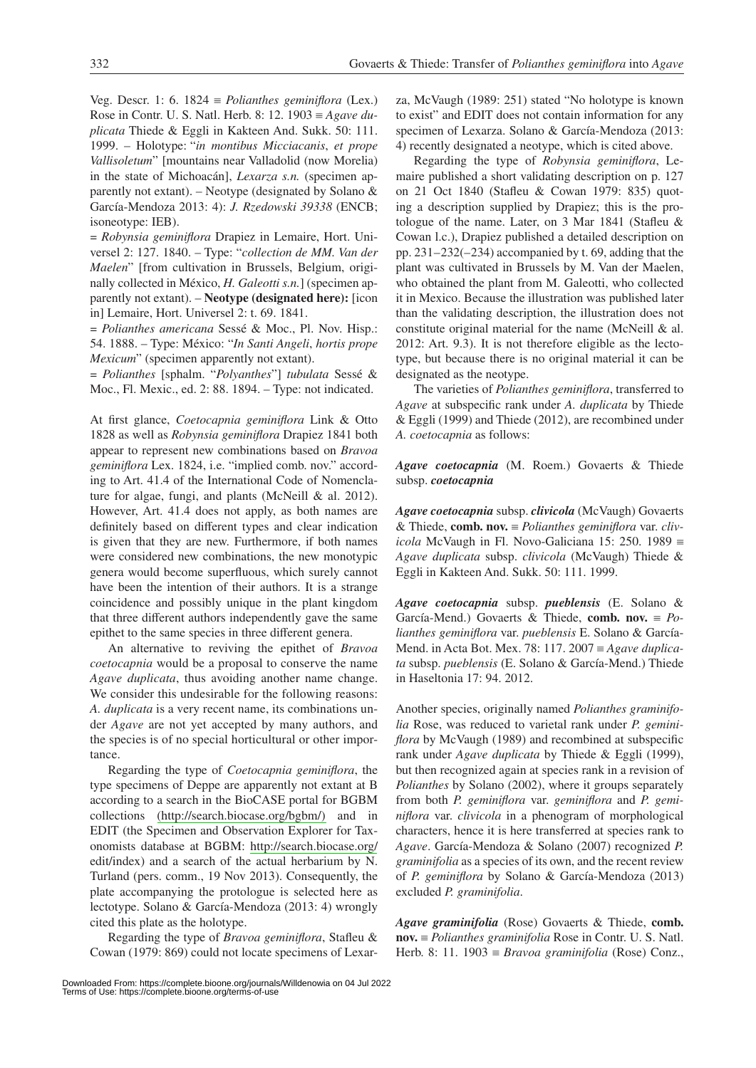Veg. Descr. 1: 6. 1824 ≡ *Polianthes geminiflora* (Lex.) Rose in Contr. U. S. Natl. Herb. 8: 12. 1903 ≡ *Agave duplicata* Thiede & Eggli in Kakteen And. Sukk. 50: 111. 1999. – Holotype: "*in montibus Micciacanis*, *et prope Vallisoletum*" [mountains near Valladolid (now Morelia) in the state of Michoacán], *Lexarza s.n.* (specimen apparently not extant). – Neotype (designated by Solano & García-Mendoza 2013: 4): *J. Rzedowski 39338* (ENCB; isoneotype: IEB).

= *Robynsia geminiflora* Drapiez in Lemaire, Hort. Universel 2: 127. 1840. – Type: "*collection de MM. Van der Maelen*" [from cultivation in Brussels, Belgium, originally collected in México, *H. Galeotti s.n.*] (specimen apparently not extant). – **Neotype (designated here):** [icon in] Lemaire, Hort. Universel 2: t. 69. 1841.

= *Polianthes americana* Sessé & Moc., Pl. Nov. Hisp.: 54. 1888. – Type: México: "*In Santi Angeli*, *hortis prope Mexicum*" (specimen apparently not extant).

= *Polianthes* [sphalm. "*Polyanthes*"] *tubulata* Sessé & Moc., Fl. Mexic., ed. 2: 88. 1894. – Type: not indicated.

At first glance, *Coetocapnia geminiflora* Link & Otto 1828 as well as *Robynsia geminiflora* Drapiez 1841 both appear to represent new combinations based on *Bravoa geminiflora* Lex. 1824, i.e. "implied comb. nov." according to Art. 41.4 of the International Code of Nomenclature for algae, fungi, and plants (McNeill & al. 2012). However, Art. 41.4 does not apply, as both names are definitely based on different types and clear indication is given that they are new. Furthermore, if both names were considered new combinations, the new monotypic genera would become superfluous, which surely cannot have been the intention of their authors. It is a strange coincidence and possibly unique in the plant kingdom that three different authors independently gave the same epithet to the same species in three different genera.

An alternative to reviving the epithet of *Bravoa coetocapnia* would be a proposal to conserve the name *Agave duplicata*, thus avoiding another name change. We consider this undesirable for the following reasons: *A. duplicata* is a very recent name, its combinations under *Agave* are not yet accepted by many authors, and the species is of no special horticultural or other importance.

Regarding the type of *Coetocapnia geminiflora*, the type specimens of Deppe are apparently not extant at B according to a search in the BioCASE portal for BGBM collections (http://search.biocase.org/bgbm/) and in EDIT (the Specimen and Observation Explorer for Taxonomists database at BGBM: http://search.biocase.org/edit/index) and a search of the actual herbarium by N. Turland (pers. comm., 19 Nov 2013). Consequently, the plate accompanying the protologue is selected here as lectotype. Solano & García-Mendoza (2013: 4) wrongly cited this plate as the holotype.

Regarding the type of *Bravoa geminiflora*, Stafleu & Cowan (1979: 869) could not locate specimens of Lexarza, McVaugh (1989: 251) stated "No holotype is known to exist" and EDIT does not contain information for any specimen of Lexarza. Solano & García-Mendoza (2013: 4) recently designated a neotype, which is cited above.

Regarding the type of *Robynsia geminiflora*, Lemaire published a short validating description on p. 127 on 21 Oct 1840 (Stafleu & Cowan 1979: 835) quoting a description supplied by Drapiez; this is the protologue of the name. Later, on 3 Mar 1841 (Stafleu & Cowan l.c.), Drapiez published a detailed description on pp. 231–232(–234) accompanied by t. 69, adding that the plant was cultivated in Brussels by M. Van der Maelen, who obtained the plant from M. Galeotti, who collected it in Mexico. Because the illustration was published later than the validating description, the illustration does not constitute original material for the name (McNeill & al. 2012: Art. 9.3). It is not therefore eligible as the lectotype, but because there is no original material it can be designated as the neotype.

The varieties of *Polianthes geminiflora*, transferred to *Agave* at subspecific rank under *A. duplicata* by Thiede & Eggli (1999) and Thiede (2012), are recombined under *A. coetocapnia* as follows:

***Agave coetocapnia*** (M. Roem.) Govaerts & Thiede subsp. ***coetocapnia***

***Agave coetocapnia*** subsp. ***clivicola*** (McVaugh) Govaerts & Thiede, **comb. nov.** ≡ *Polianthes geminiflora* var. *clivicola* McVaugh in Fl. Novo-Galiciana 15: 250. 1989 ≡ *Agave duplicata* subsp. *clivicola* (McVaugh) Thiede & Eggli in Kakteen And. Sukk. 50: 111. 1999.

***Agave coetocapnia*** subsp. ***pueblensis*** (E. Solano & García-Mend.) Govaerts & Thiede, **comb. nov.** ≡ *Polianthes geminiflora* var. *pueblensis* E. Solano & García-Mend. in Acta Bot. Mex. 78: 117. 2007 ≡ *Agave duplicata* subsp. *pueblensis* (E. Solano & García-Mend.) Thiede in Haseltonia 17: 94. 2012.

Another species, originally named *Polianthes graminifolia* Rose, was reduced to varietal rank under *P. geminiflora* by McVaugh (1989) and recombined at subspecific rank under *Agave duplicata* by Thiede & Eggli (1999), but then recognized again at species rank in a revision of *Polianthes* by Solano (2002), where it groups separately from both *P. geminiflora* var. *geminiflora* and *P. geminiflora* var. *clivicola* in a phenogram of morphological characters, hence it is here transferred at species rank to *Agave*. García-Mendoza & Solano (2007) recognized *P. graminifolia* as a species of its own, and the recent review of *P. geminiflora* by Solano & García-Mendoza (2013) excluded *P. graminifolia*.

***Agave graminifolia*** (Rose) Govaerts & Thiede, **comb. nov.** ≡ *Polianthes graminifolia* Rose in Contr. U. S. Natl. Herb. 8: 11. 1903 ≡ *Bravoa graminifolia* (Rose) Conz.,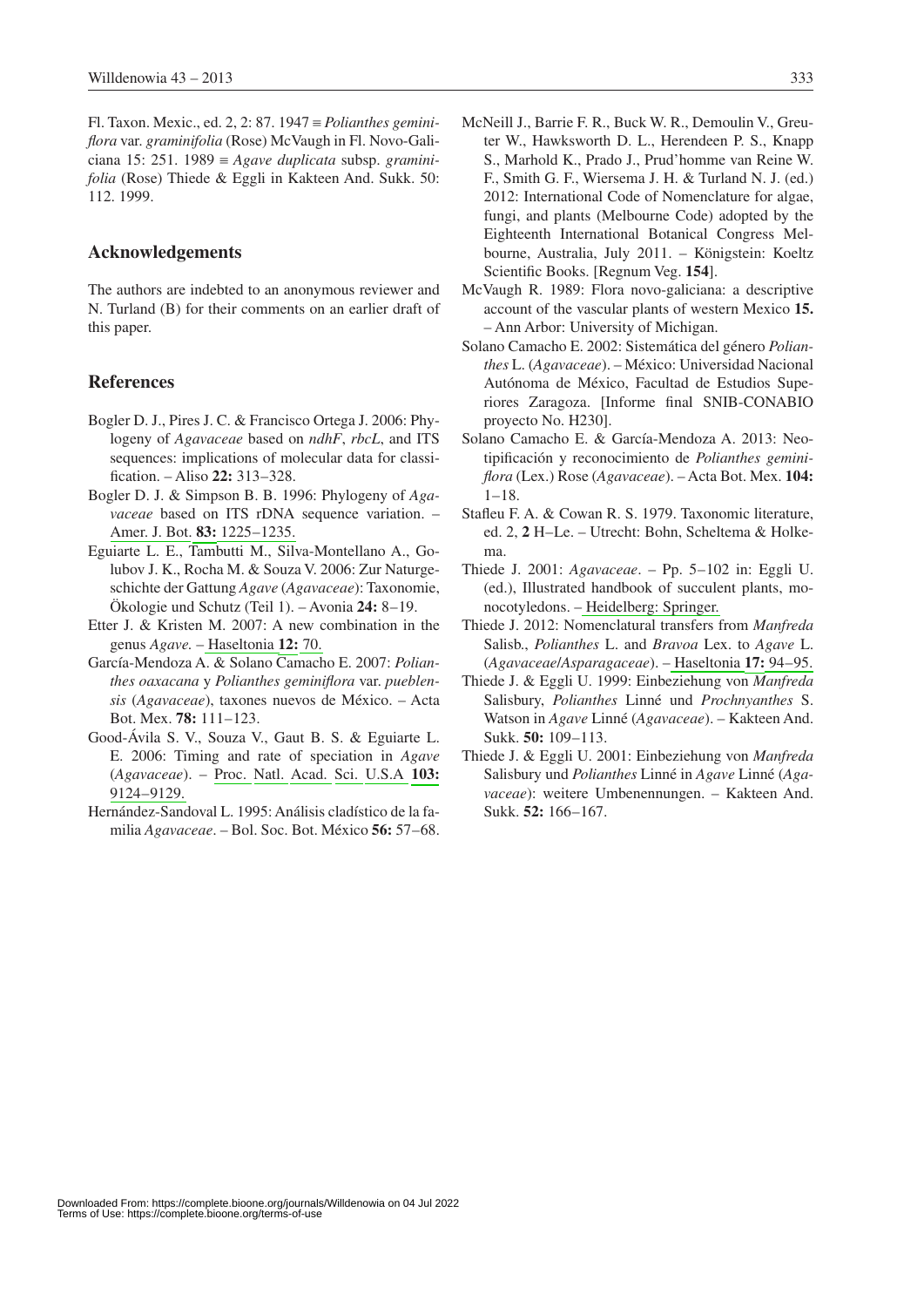Fl. Taxon. Mexic., ed. 2, 2: 87. 1947 ≡ *Polianthes geminiflora* var. *graminifolia* (Rose) McVaugh in Fl. Novo-Galiciana 15: 251. 1989 ≡ *Agave duplicata* subsp. *graminifolia* (Rose) Thiede & Eggli in Kakteen And. Sukk. 50: 112. 1999.

## Acknowledgements

The authors are indebted to an anonymous reviewer and N. Turland (B) for their comments on an earlier draft of this paper.

## References

Bogler D. J., Pires J. C. & Francisco Ortega J. 2006: Phylogeny of *Agavaceae* based on *ndhF*, *rbcL*, and ITS sequences: implications of molecular data for classification. – Aliso **22:** 313–328.

Bogler D. J. & Simpson B. B. 1996: Phylogeny of *Agavaceae* based on ITS rDNA sequence variation. – Amer. J. Bot. **83:** 1225–1235.

Eguiarte L. E., Tambutti M., Silva-Montellano A., Golubov J. K., Rocha M. & Souza V. 2006: Zur Naturgeschichte der Gattung *Agave* (*Agavaceae*): Taxonomie, Ökologie und Schutz (Teil 1). – Avonia **24:** 8–19.

Etter J. & Kristen M. 2007: A new combination in the genus *Agave.* – Haseltonia **12:** 70.

García-Mendoza A. & Solano Camacho E. 2007: *Polianthes oaxacana* y *Polianthes geminiflora* var. *pueblensis* (*Agavaceae*), taxones nuevos de México. – Acta Bot. Mex. **78:** 111–123.

Good-Ávila S. V., Souza V., Gaut B. S. & Eguiarte L. E. 2006: Timing and rate of speciation in *Agave* (*Agavaceae*). – Proc. Natl. Acad. Sci. U.S.A **103:** 9124–9129.

Hernández-Sandoval L. 1995: Análisis cladístico de la familia *Agavaceae*. – Bol. Soc. Bot. México **56:** 57–68.

McNeill J., Barrie F. R., Buck W. R., Demoulin V., Greuter W., Hawksworth D. L., Herendeen P. S., Knapp S., Marhold K., Prado J., Prud'homme van Reine W. F., Smith G. F., Wiersema J. H. & Turland N. J. (ed.) 2012: International Code of Nomenclature for algae, fungi, and plants (Melbourne Code) adopted by the Eighteenth International Botanical Congress Melbourne, Australia, July 2011. – Königstein: Koeltz Scientific Books. [Regnum Veg. **154**].

McVaugh R. 1989: Flora novo-galiciana: a descriptive account of the vascular plants of western Mexico **15.** – Ann Arbor: University of Michigan.

Solano Camacho E. 2002: Sistemática del género *Polianthes* L. (*Agavaceae*). – México: Universidad Nacional Autónoma de México, Facultad de Estudios Superiores Zaragoza. [Informe final SNIB-CONABIO proyecto No. H230].

Solano Camacho E. & García-Mendoza A. 2013: Neotipificación y reconocimiento de *Polianthes geminiflora* (Lex.) Rose (*Agavaceae*). – Acta Bot. Mex. **104:** 1–18.

Stafleu F. A. & Cowan R. S. 1979. Taxonomic literature, ed. 2, **2** H–Le. – Utrecht: Bohn, Scheltema & Holkema.

Thiede J. 2001: *Agavaceae*. – Pp. 5–102 in: Eggli U. (ed.), Illustrated handbook of succulent plants, monocotyledons. – Heidelberg: Springer.

Thiede J. 2012: Nomenclatural transfers from *Manfreda* Salisb., *Polianthes* L. and *Bravoa* Lex. to *Agave* L. (*Agavaceae*/*Asparagaceae*). – Haseltonia **17:** 94–95.

Thiede J. & Eggli U. 1999: Einbeziehung von *Manfreda* Salisbury, *Polianthes* Linné und *Prochnyanthes* S. Watson in *Agave* Linné (*Agavaceae*). – Kakteen And. Sukk. **50:** 109–113.

Thiede J. & Eggli U. 2001: Einbeziehung von *Manfreda* Salisbury und *Polianthes* Linné in *Agave* Linné (*Agavaceae*): weitere Umbenennungen. – Kakteen And. Sukk. **52:** 166–167.